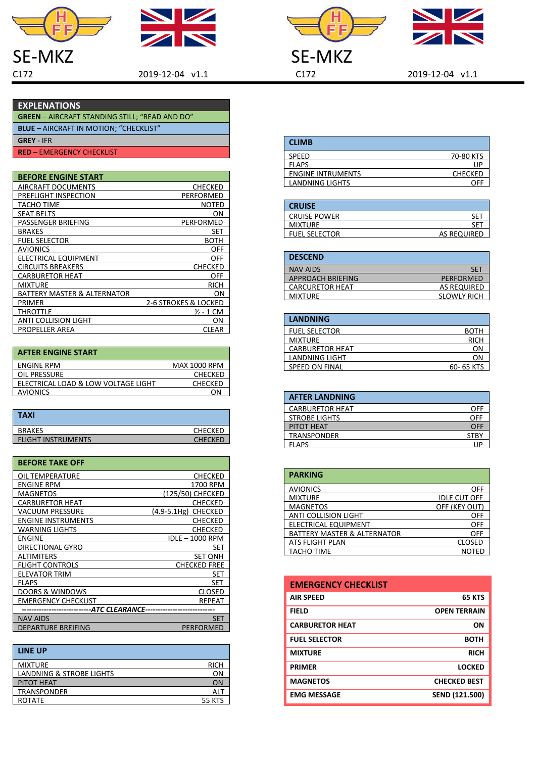# SE-MKZ

C172 — 2019-12-04 v1.1

## EXPLANATIONS

| EXPLANATIONS |
|---|
| **GREEN** – AIRCRAFT STANDING STILL; "READ AND DO" |
| **BLUE** – AIRCRAFT IN MOTION; "CHECKLIST" |
| **GREY** - IFR |
| **RED** – EMERGENCY CHECKLIST |

## BEFORE ENGINE START

| BEFORE ENGINE START | |
|---|---|
| AIRCRAFT DOCUMENTS | CHECKED |
| PREFLIGHT INSPECTION | PERFORMED |
| TACHO TIME | NOTED |
| SEAT BELTS | ON |
| PASSENGER BRIEFING | PERFORMED |
| BRAKES | SET |
| FUEL SELECTOR | BOTH |
| AVIONICS | OFF |
| ELECTRICAL EQUIPMENT | OFF |
| CIRCUITS BREAKERS | CHECKED |
| CARBURETOR HEAT | OFF |
| MIXTURE | RICH |
| BATTERY MASTER & ALTERNATOR | ON |
| PRIMER | 2-6 STROKES & LOCKED |
| THROTTLE | ½ - 1 CM |
| ANTI COLLISION LIGHT | ON |
| PROPELLER AREA | CLEAR |

## AFTER ENGINE START

| AFTER ENGINE START | |
|---|---|
| ENGINE RPM | MAX 1000 RPM |
| OIL PRESSURE | CHECKED |
| ELECTRICAL LOAD & LOW VOLTAGE LIGHT | CHECKED |
| AVIONICS | ON |

## TAXI

| TAXI | |
|---|---|
| BRAKES | CHECKED |
| FLIGHT INSTRUMENTS | CHECKED |

## BEFORE TAKE OFF

| BEFORE TAKE OFF | |
|---|---|
| OIL TEMPERATURE | CHECKED |
| ENGINE RPM | 1700 RPM |
| MAGNETOS | (125/50) CHECKED |
| CARBURETOR HEAT | CHECKED |
| VACUUM PRESSURE | (4.9-5.1Hg) CHECKED |
| ENGINE INSTRUMENTS | CHECKED |
| WARNING LIGHTS | CHECKED |
| ENGINE | IDLE – 1000 RPM |
| DIRECTIONAL GYRO | SET |
| ALTIMITERS | SET QNH |
| FLIGHT CONTROLS | CHECKED FREE |
| ELEVATOR TRIM | SET |
| FLAPS | SET |
| DOORS & WINDOWS | CLOSED |
| EMERGENCY CHECKLIST | REPEAT |
| ---------------------------*ATC CLEARANCE*--------------------------- | |
| NAV AIDS | SET |
| DEPARTURE BREIFING | PERFORMED |

## LINE UP

| LINE UP | |
|---|---|
| MIXTURE | RICH |
| LANDNING & STROBE LIGHTS | ON |
| PITOT HEAT | ON |
| TRANSPONDER | ALT |
| ROTATE | 55 KTS |

## CLIMB

| CLIMB | |
|---|---|
| SPEED | 70-80 KTS |
| FLAPS | UP |
| ENGINE INTRUMENTS | CHECKED |
| LANDNING LIGHTS | OFF |

## CRUISE

| CRUISE | |
|---|---|
| CRUISE POWER | SET |
| MIXTURE | SET |
| FUEL SELECTOR | AS REQUIRED |

## DESCEND

| DESCEND | |
|---|---|
| NAV AIDS | SET |
| APPROACH BRIEFING | PERFORMED |
| CARCURETOR HEAT | AS REQUIRED |
| MIXTURE | SLOWLY RICH |

## LANDNING

| LANDNING | |
|---|---|
| FUEL SELECTOR | BOTH |
| MIXTURE | RICH |
| CARBURETOR HEAT | ON |
| LANDNING LIGHT | ON |
| SPEED ON FINAL | 60- 65 KTS |

## AFTER LANDNING

| AFTER LANDNING | |
|---|---|
| CARBURETOR HEAT | OFF |
| STROBE LIGHTS | OFF |
| PITOT HEAT | OFF |
| TRANSPONDER | STBY |
| FLAPS | UP |

## PARKING

| PARKING | |
|---|---|
| AVIONICS | OFF |
| MIXTURE | IDLE CUT OFF |
| MAGNETOS | OFF (KEY OUT) |
| ANTI COLLISION LIGHT | OFF |
| ELECTRICAL EQUIPMENT | OFF |
| BATTERY MASTER & ALTERNATOR | OFF |
| ATS FLIGHT PLAN | CLOSED |
| TACHO TIME | NOTED |

## EMERGENCY CHECKLIST

| EMERGENCY CHECKLIST | |
|---|---|
| **AIR SPEED** | **65 KTS** |
| **FIELD** | **OPEN TERRAIN** |
| **CARBURETOR HEAT** | **ON** |
| **FUEL SELECTOR** | **BOTH** |
| **MIXTURE** | **RICH** |
| **PRIMER** | **LOCKED** |
| **MAGNETOS** | **CHECKED BEST** |
| **EMG MESSAGE** | **SEND (121.500)** |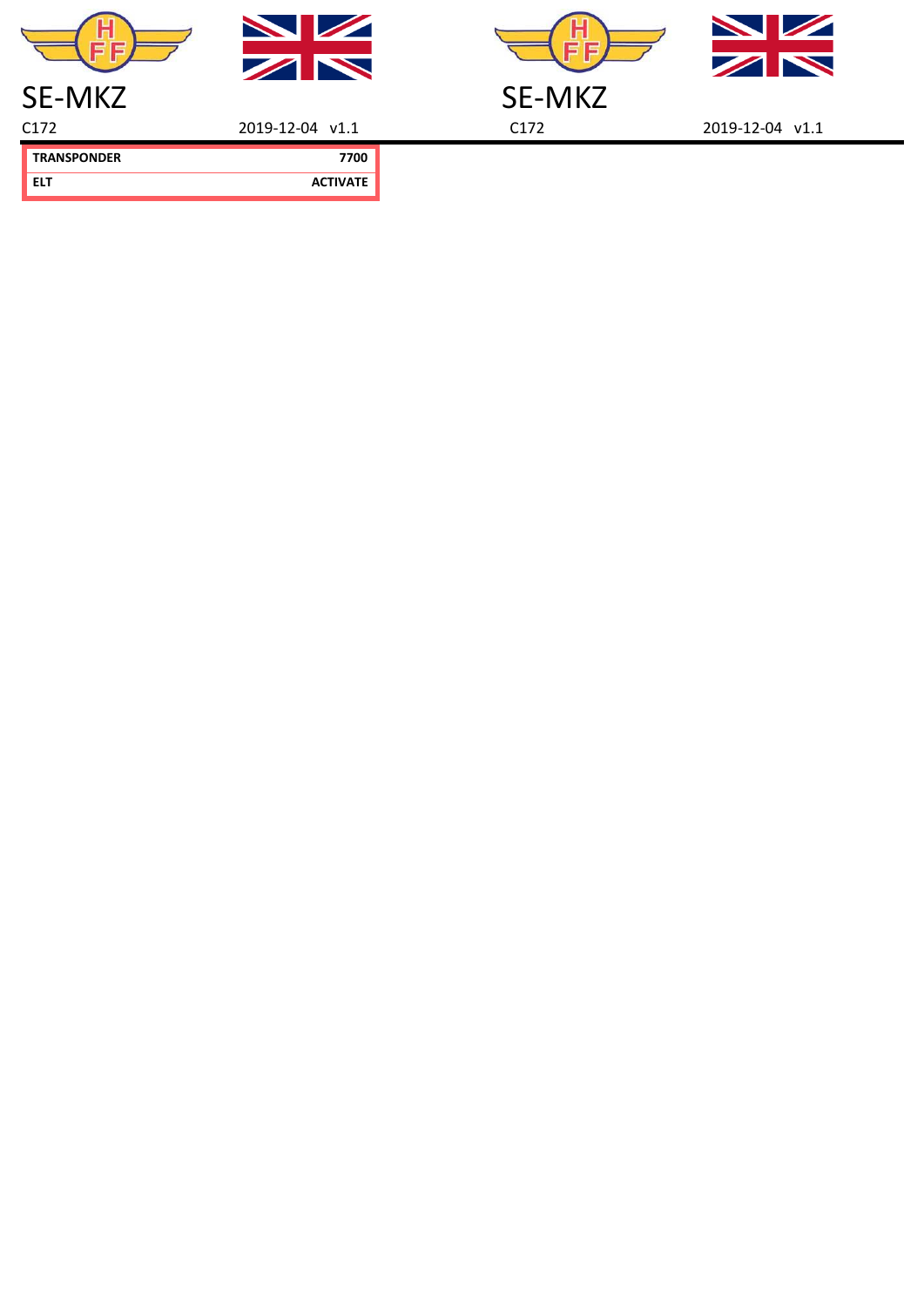# SE-MKZ

C172 2019-12-04 v1.1

| | |
|---|---|
| **TRANSPONDER** | **7700** |
| **ELT** | **ACTIVATE** |

# SE-MKZ

C172 2019-12-04 v1.1